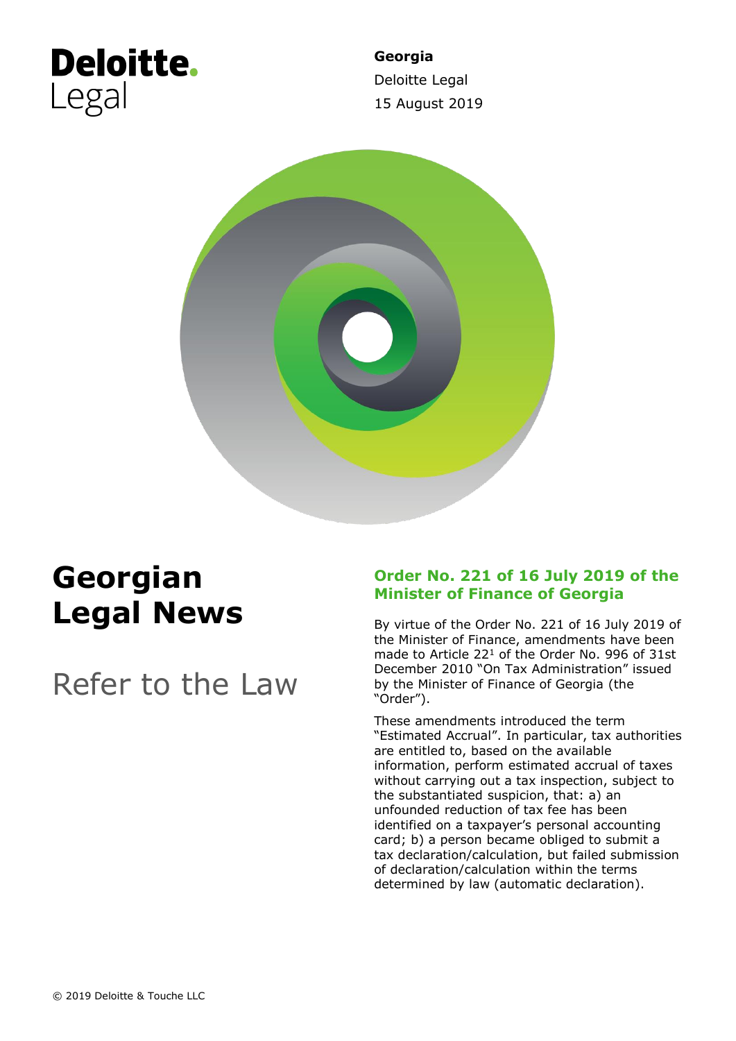Deloitte. Legal

**Georgia**
Deloitte Legal
15 August 2019

# Georgian Legal News

## Refer to the Law

### Order No. 221 of 16 July 2019 of the Minister of Finance of Georgia

By virtue of the Order No. 221 of 16 July 2019 of the Minister of Finance, amendments have been made to Article 22[1] of the Order No. 996 of 31st December 2010 "On Tax Administration" issued by the Minister of Finance of Georgia (the "Order").

These amendments introduced the term "Estimated Accrual". In particular, tax authorities are entitled to, based on the available information, perform estimated accrual of taxes without carrying out a tax inspection, subject to the substantiated suspicion, that: a) an unfounded reduction of tax fee has been identified on a taxpayer's personal accounting card; b) a person became obliged to submit a tax declaration/calculation, but failed submission of declaration/calculation within the terms determined by law (automatic declaration).

© 2019 Deloitte & Touche LLC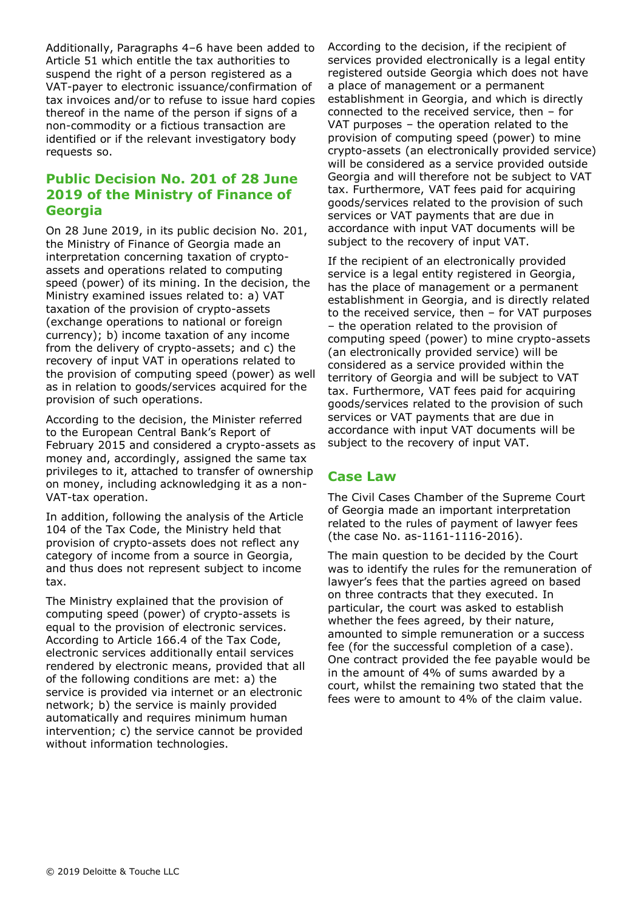Additionally, Paragraphs 4–6 have been added to Article 51 which entitle the tax authorities to suspend the right of a person registered as a VAT-payer to electronic issuance/confirmation of tax invoices and/or to refuse to issue hard copies thereof in the name of the person if signs of a non-commodity or a fictious transaction are identified or if the relevant investigatory body requests so.

## Public Decision No. 201 of 28 June 2019 of the Ministry of Finance of Georgia

On 28 June 2019, in its public decision No. 201, the Ministry of Finance of Georgia made an interpretation concerning taxation of crypto-assets and operations related to computing speed (power) of its mining. In the decision, the Ministry examined issues related to: a) VAT taxation of the provision of crypto-assets (exchange operations to national or foreign currency); b) income taxation of any income from the delivery of crypto-assets; and c) the recovery of input VAT in operations related to the provision of computing speed (power) as well as in relation to goods/services acquired for the provision of such operations.

According to the decision, the Minister referred to the European Central Bank's Report of February 2015 and considered a crypto-assets as money and, accordingly, assigned the same tax privileges to it, attached to transfer of ownership on money, including acknowledging it as a non-VAT-tax operation.

In addition, following the analysis of the Article 104 of the Tax Code, the Ministry held that provision of crypto-assets does not reflect any category of income from a source in Georgia, and thus does not represent subject to income tax.

The Ministry explained that the provision of computing speed (power) of crypto-assets is equal to the provision of electronic services. According to Article 166.4 of the Tax Code, electronic services additionally entail services rendered by electronic means, provided that all of the following conditions are met: a) the service is provided via internet or an electronic network; b) the service is mainly provided automatically and requires minimum human intervention; c) the service cannot be provided without information technologies.

According to the decision, if the recipient of services provided electronically is a legal entity registered outside Georgia which does not have a place of management or a permanent establishment in Georgia, and which is directly connected to the received service, then – for VAT purposes – the operation related to the provision of computing speed (power) to mine crypto-assets (an electronically provided service) will be considered as a service provided outside Georgia and will therefore not be subject to VAT tax. Furthermore, VAT fees paid for acquiring goods/services related to the provision of such services or VAT payments that are due in accordance with input VAT documents will be subject to the recovery of input VAT.

If the recipient of an electronically provided service is a legal entity registered in Georgia, has the place of management or a permanent establishment in Georgia, and is directly related to the received service, then – for VAT purposes – the operation related to the provision of computing speed (power) to mine crypto-assets (an electronically provided service) will be considered as a service provided within the territory of Georgia and will be subject to VAT tax. Furthermore, VAT fees paid for acquiring goods/services related to the provision of such services or VAT payments that are due in accordance with input VAT documents will be subject to the recovery of input VAT.

## Case Law

The Civil Cases Chamber of the Supreme Court of Georgia made an important interpretation related to the rules of payment of lawyer fees (the case No. as-1161-1116-2016).

The main question to be decided by the Court was to identify the rules for the remuneration of lawyer's fees that the parties agreed on based on three contracts that they executed. In particular, the court was asked to establish whether the fees agreed, by their nature, amounted to simple remuneration or a success fee (for the successful completion of a case). One contract provided the fee payable would be in the amount of 4% of sums awarded by a court, whilst the remaining two stated that the fees were to amount to 4% of the claim value.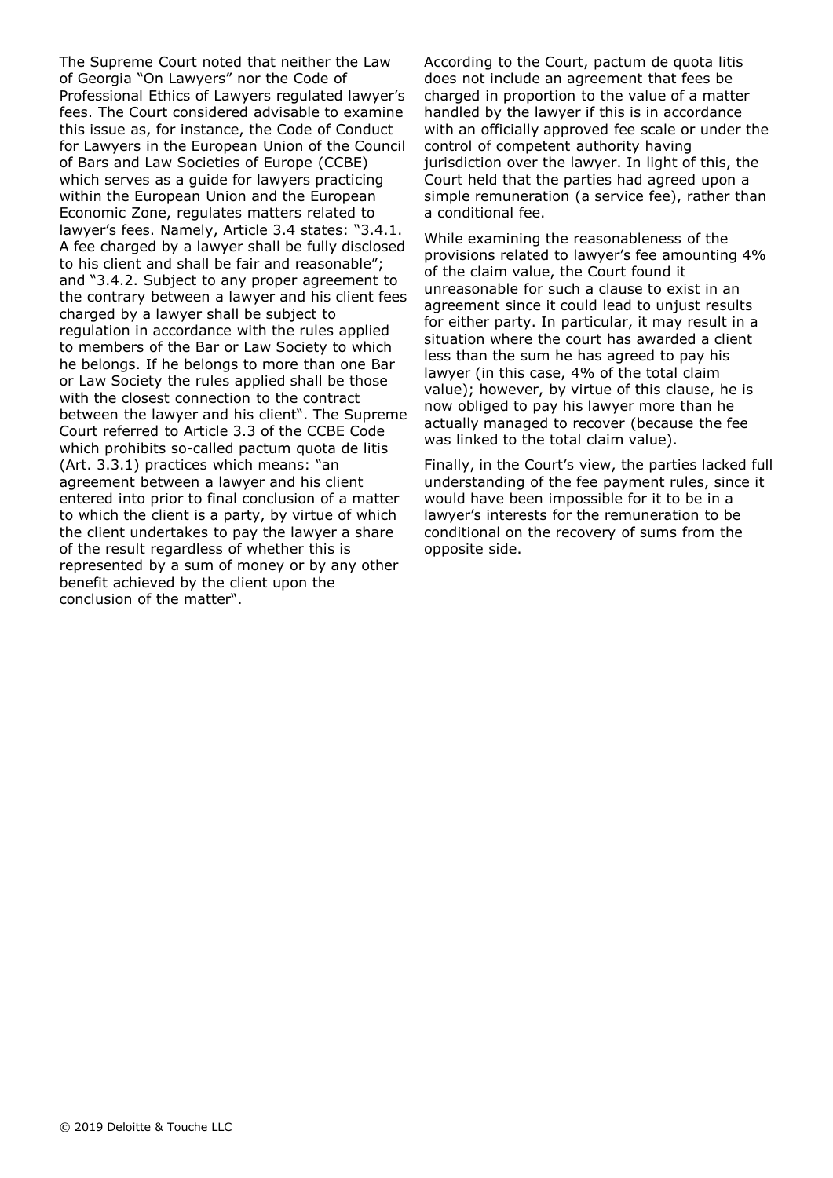The Supreme Court noted that neither the Law of Georgia "On Lawyers" nor the Code of Professional Ethics of Lawyers regulated lawyer's fees. The Court considered advisable to examine this issue as, for instance, the Code of Conduct for Lawyers in the European Union of the Council of Bars and Law Societies of Europe (CCBE) which serves as a guide for lawyers practicing within the European Union and the European Economic Zone, regulates matters related to lawyer's fees. Namely, Article 3.4 states: "3.4.1. A fee charged by a lawyer shall be fully disclosed to his client and shall be fair and reasonable"; and "3.4.2. Subject to any proper agreement to the contrary between a lawyer and his client fees charged by a lawyer shall be subject to regulation in accordance with the rules applied to members of the Bar or Law Society to which he belongs. If he belongs to more than one Bar or Law Society the rules applied shall be those with the closest connection to the contract between the lawyer and his client". The Supreme Court referred to Article 3.3 of the CCBE Code which prohibits so-called pactum quota de litis (Art. 3.3.1) practices which means: "an agreement between a lawyer and his client entered into prior to final conclusion of a matter to which the client is a party, by virtue of which the client undertakes to pay the lawyer a share of the result regardless of whether this is represented by a sum of money or by any other benefit achieved by the client upon the conclusion of the matter".

According to the Court, pactum de quota litis does not include an agreement that fees be charged in proportion to the value of a matter handled by the lawyer if this is in accordance with an officially approved fee scale or under the control of competent authority having jurisdiction over the lawyer. In light of this, the Court held that the parties had agreed upon a simple remuneration (a service fee), rather than a conditional fee.

While examining the reasonableness of the provisions related to lawyer's fee amounting 4% of the claim value, the Court found it unreasonable for such a clause to exist in an agreement since it could lead to unjust results for either party. In particular, it may result in a situation where the court has awarded a client less than the sum he has agreed to pay his lawyer (in this case, 4% of the total claim value); however, by virtue of this clause, he is now obliged to pay his lawyer more than he actually managed to recover (because the fee was linked to the total claim value).

Finally, in the Court's view, the parties lacked full understanding of the fee payment rules, since it would have been impossible for it to be in a lawyer's interests for the remuneration to be conditional on the recovery of sums from the opposite side.

© 2019 Deloitte & Touche LLC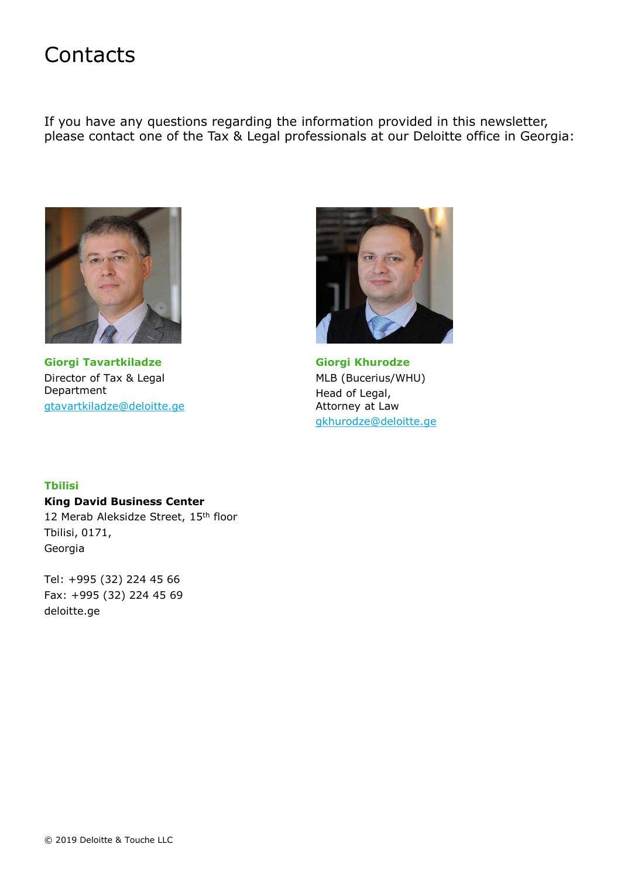# Contacts

If you have any questions regarding the information provided in this newsletter, please contact one of the Tax & Legal professionals at our Deloitte office in Georgia:

**Giorgi Tavartkiladze**
Director of Tax & Legal Department
gtavartkiladze@deloitte.ge

**Giorgi Khurodze**
MLB (Bucerius/WHU)
Head of Legal,
Attorney at Law
gkhurodze@deloitte.ge

**Tbilisi**
**King David Business Center**
12 Merab Aleksidze Street, 15th floor
Tbilisi, 0171,
Georgia

Tel: +995 (32) 224 45 66
Fax: +995 (32) 224 45 69
deloitte.ge

© 2019 Deloitte & Touche LLC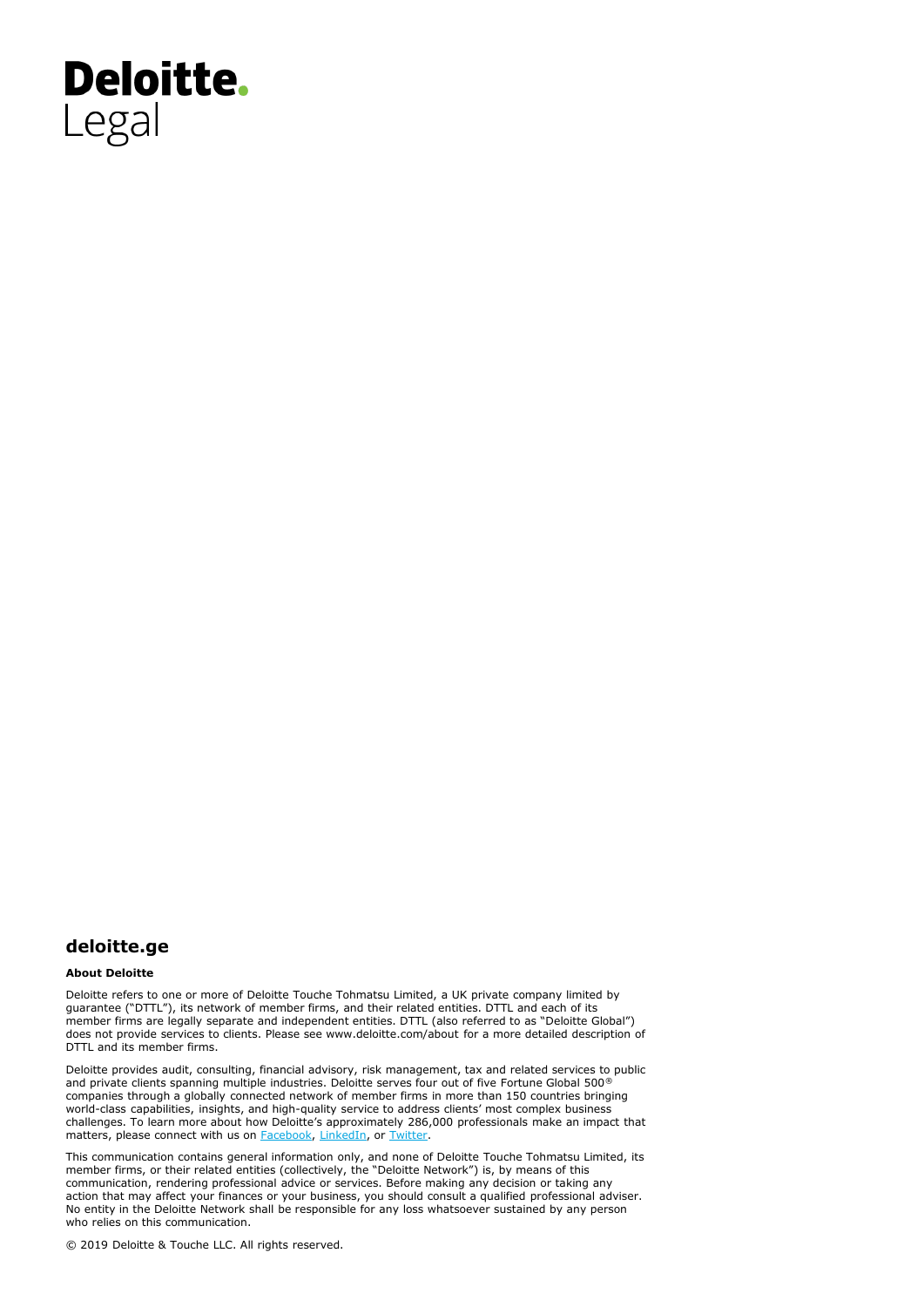Deloitte.
Legal

## deloitte.ge

**About Deloitte**

Deloitte refers to one or more of Deloitte Touche Tohmatsu Limited, a UK private company limited by guarantee ("DTTL"), its network of member firms, and their related entities. DTTL and each of its member firms are legally separate and independent entities. DTTL (also referred to as "Deloitte Global") does not provide services to clients. Please see www.deloitte.com/about for a more detailed description of DTTL and its member firms.

Deloitte provides audit, consulting, financial advisory, risk management, tax and related services to public and private clients spanning multiple industries. Deloitte serves four out of five Fortune Global 500® companies through a globally connected network of member firms in more than 150 countries bringing world-class capabilities, insights, and high-quality service to address clients' most complex business challenges. To learn more about how Deloitte's approximately 286,000 professionals make an impact that matters, please connect with us on Facebook, LinkedIn, or Twitter.

This communication contains general information only, and none of Deloitte Touche Tohmatsu Limited, its member firms, or their related entities (collectively, the "Deloitte Network") is, by means of this communication, rendering professional advice or services. Before making any decision or taking any action that may affect your finances or your business, you should consult a qualified professional adviser. No entity in the Deloitte Network shall be responsible for any loss whatsoever sustained by any person who relies on this communication.

© 2019 Deloitte & Touche LLC. All rights reserved.